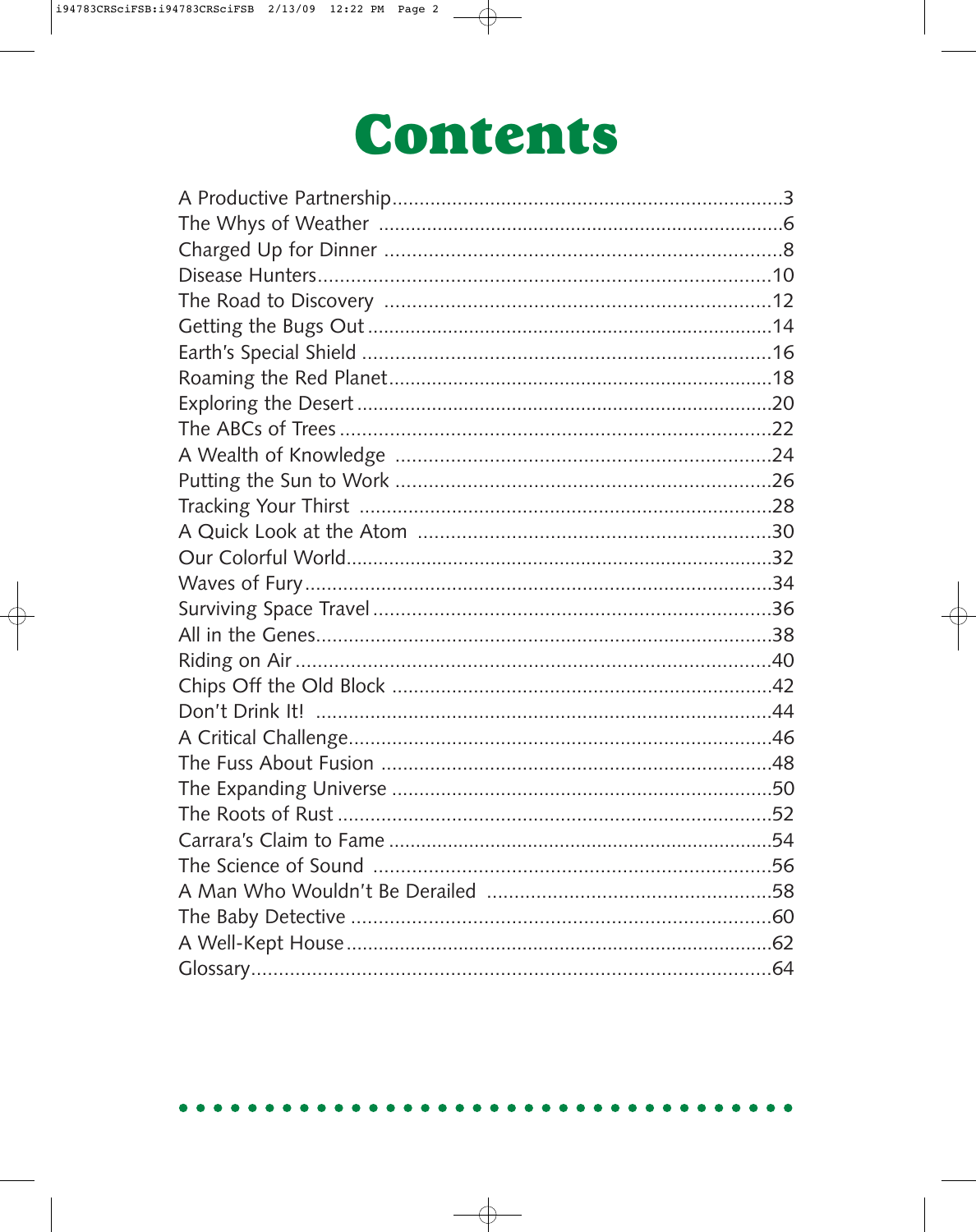# Contents

| | |
|---|---|
| A Productive Partnership | 3 |
| The Whys of Weather | 6 |
| Charged Up for Dinner | 8 |
| Disease Hunters | 10 |
| The Road to Discovery | 12 |
| Getting the Bugs Out | 14 |
| Earth's Special Shield | 16 |
| Roaming the Red Planet | 18 |
| Exploring the Desert | 20 |
| The ABCs of Trees | 22 |
| A Wealth of Knowledge | 24 |
| Putting the Sun to Work | 26 |
| Tracking Your Thirst | 28 |
| A Quick Look at the Atom | 30 |
| Our Colorful World | 32 |
| Waves of Fury | 34 |
| Surviving Space Travel | 36 |
| All in the Genes | 38 |
| Riding on Air | 40 |
| Chips Off the Old Block | 42 |
| Don't Drink It! | 44 |
| A Critical Challenge | 46 |
| The Fuss About Fusion | 48 |
| The Expanding Universe | 50 |
| The Roots of Rust | 52 |
| Carrara's Claim to Fame | 54 |
| The Science of Sound | 56 |
| A Man Who Wouldn't Be Derailed | 58 |
| The Baby Detective | 60 |
| A Well-Kept House | 62 |
| Glossary | 64 |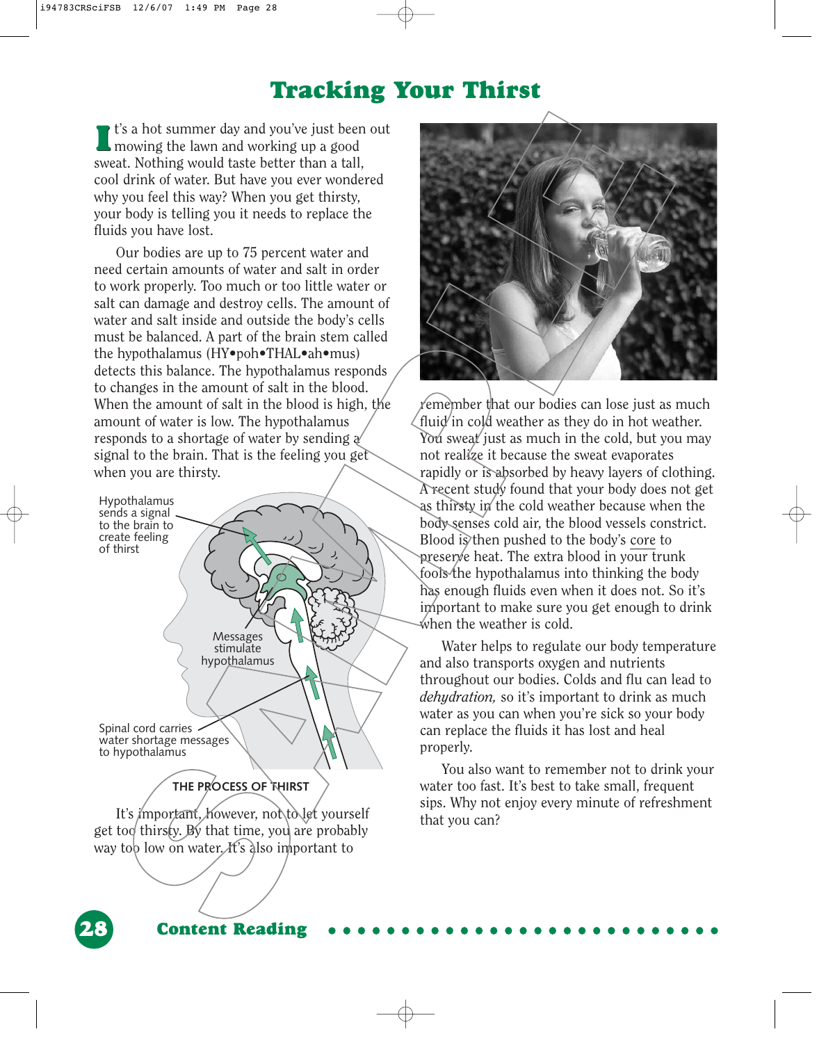# Tracking Your Thirst

It's a hot summer day and you've just been out mowing the lawn and working up a good sweat. Nothing would taste better than a tall, cool drink of water. But have you ever wondered why you feel this way? When you get thirsty, your body is telling you it needs to replace the fluids you have lost.

Our bodies are up to 75 percent water and need certain amounts of water and salt in order to work properly. Too much or too little water or salt can damage and destroy cells. The amount of water and salt inside and outside the body's cells must be balanced. A part of the brain stem called the hypothalamus (HY•poh•THAL•ah•mus) detects this balance. The hypothalamus responds to changes in the amount of salt in the blood. When the amount of salt in the blood is high, the amount of water is low. The hypothalamus responds to a shortage of water by sending a signal to the brain. That is the feeling you get when you are thirsty.

Hypothalamus sends a signal to the brain to create feeling of thirst

Messages stimulate hypothalamus

Spinal cord carries water shortage messages to hypothalamus

**THE PROCESS OF THIRST**

It's important, however, not to let yourself get too thirsty. By that time, you are probably way too low on water. It's also important to remember that our bodies can lose just as much fluid in cold weather as they do in hot weather. You sweat just as much in the cold, but you may not realize it because the sweat evaporates rapidly or is absorbed by heavy layers of clothing. A recent study found that your body does not get as thirsty in the cold weather because when the body senses cold air, the blood vessels constrict. Blood is then pushed to the body's core to preserve heat. The extra blood in your trunk fools the hypothalamus into thinking the body has enough fluids even when it does not. So it's important to make sure you get enough to drink when the weather is cold.

Water helps to regulate our body temperature and also transports oxygen and nutrients throughout our bodies. Colds and flu can lead to *dehydration,* so it's important to drink as much water as you can when you're sick so your body can replace the fluids it has lost and heal properly.

You also want to remember not to drink your water too fast. It's best to take small, frequent sips. Why not enjoy every minute of refreshment that you can?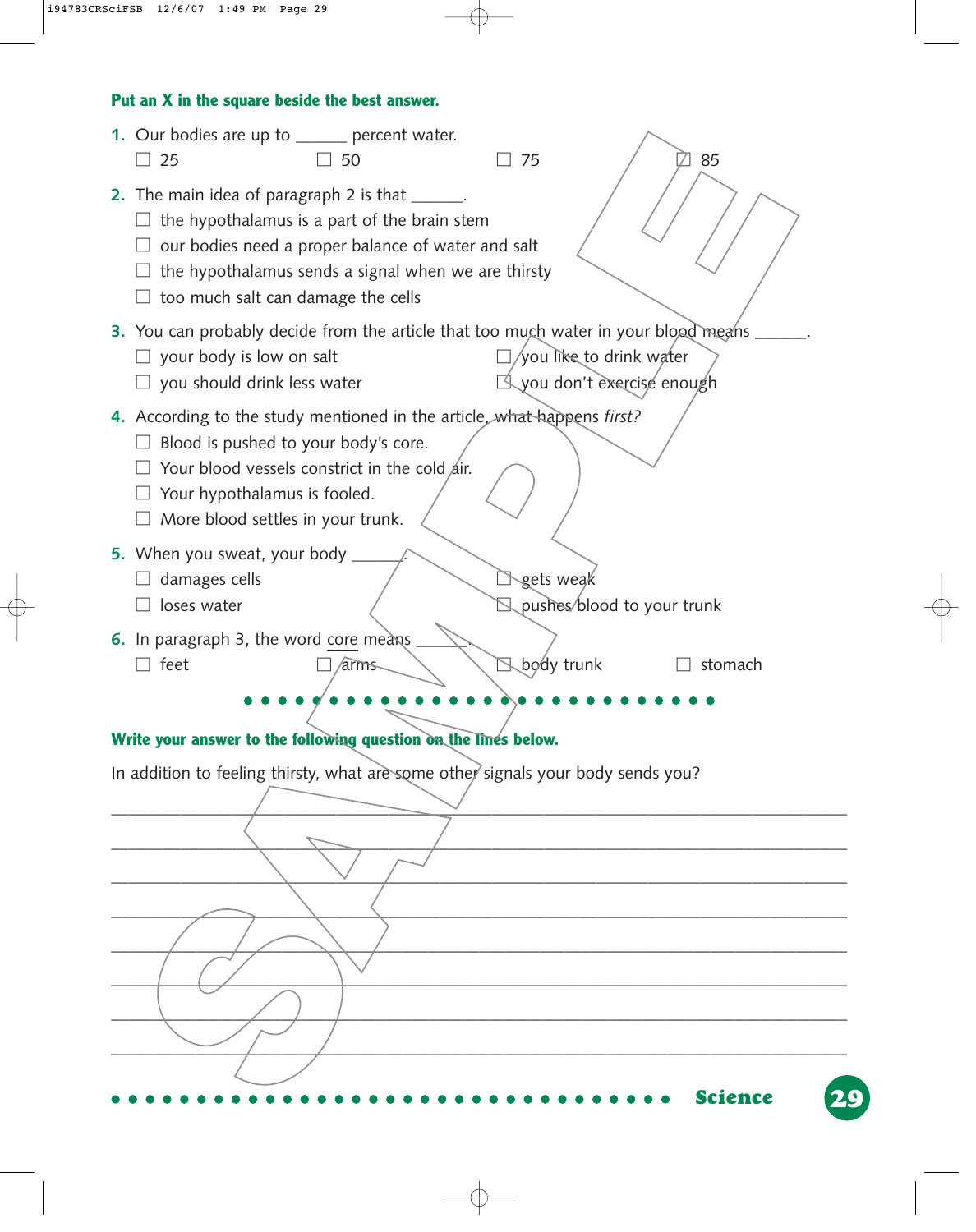**Put an X in the square beside the best answer.**

1. Our bodies are up to ______ percent water.
   - ☐ 25
   - ☐ 50
   - ☐ 75
   - ☐ 85

2. The main idea of paragraph 2 is that ______.
   - ☐ the hypothalamus is a part of the brain stem
   - ☐ our bodies need a proper balance of water and salt
   - ☐ the hypothalamus sends a signal when we are thirsty
   - ☐ too much salt can damage the cells

3. You can probably decide from the article that too much water in your blood means ______.
   - ☐ your body is low on salt
   - ☐ you like to drink water
   - ☐ you should drink less water
   - ☐ you don't exercise enough

4. According to the study mentioned in the article, what happens *first?*
   - ☐ Blood is pushed to your body's core.
   - ☐ Your blood vessels constrict in the cold air.
   - ☐ Your hypothalamus is fooled.
   - ☐ More blood settles in your trunk.

5. When you sweat, your body ______.
   - ☐ damages cells
   - ☐ gets weak
   - ☐ loses water
   - ☐ pushes blood to your trunk

6. In paragraph 3, the word core means ______.
   - ☐ feet
   - ☐ arms
   - ☐ body trunk
   - ☐ stomach

**Write your answer to the following question on the lines below.**

In addition to feeling thirsty, what are some other signals your body sends you?

________________________________________________________________________________

________________________________________________________________________________

________________________________________________________________________________

________________________________________________________________________________

________________________________________________________________________________

________________________________________________________________________________

________________________________________________________________________________

________________________________________________________________________________